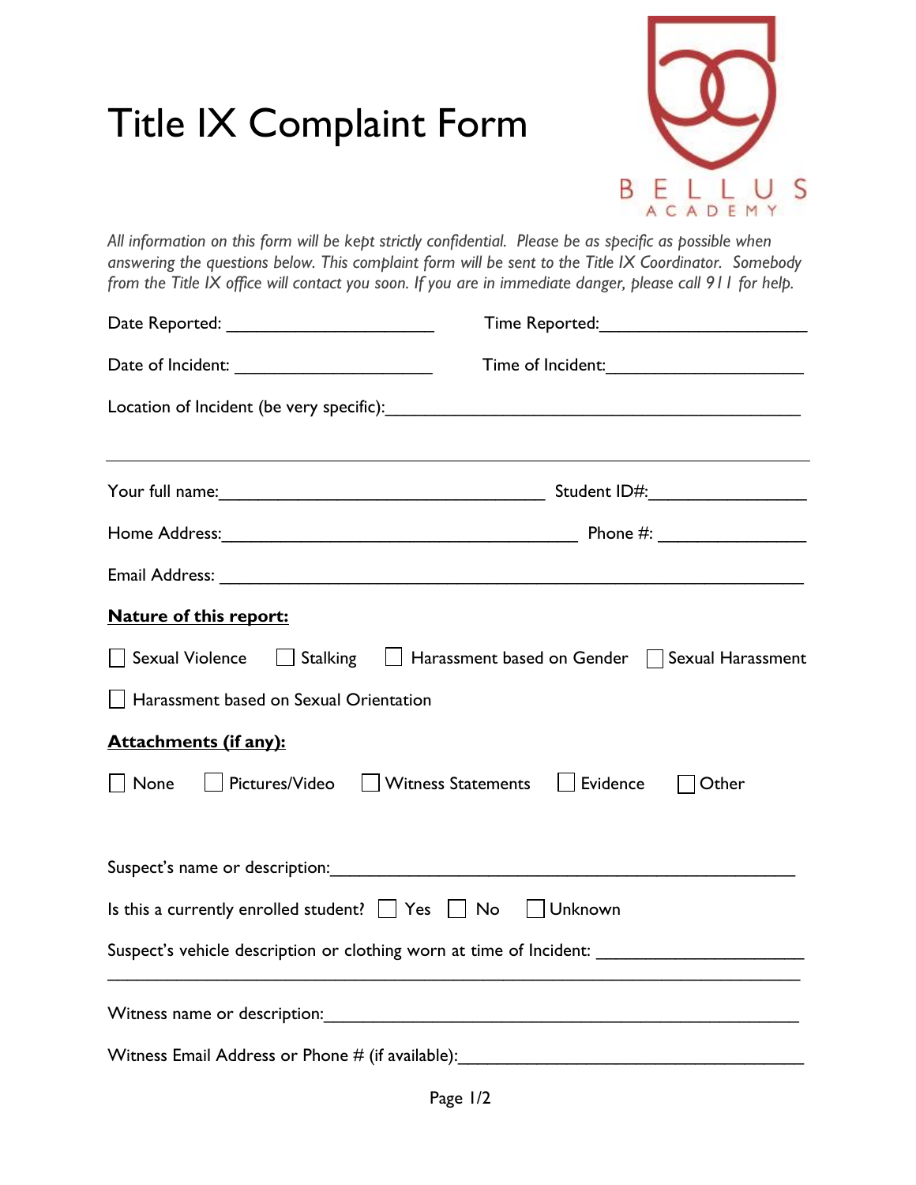# Title IX Complaint Form

BELLUS ACADEMY

*All information on this form will be kept strictly confidential. Please be as specific as possible when answering the questions below. This complaint form will be sent to the Title IX Coordinator. Somebody from the Title IX office will contact you soon. If you are in immediate danger, please call 911 for help.*

Date Reported: ______________________ Time Reported: ______________________

Date of Incident: ______________________ Time of Incident: ______________________

Location of Incident (be very specific): ____________________________________________

_____________________________________________________________________________

Your full name: ___________________________________ Student ID#: _________________

Home Address: ______________________________________ Phone #: ________________

Email Address: ________________________________________________________________

**Nature of this report:**

☐ Sexual Violence ☐ Stalking ☐ Harassment based on Gender ☐ Sexual Harassment

☐ Harassment based on Sexual Orientation

**Attachments (if any):**

☐ None ☐ Pictures/Video ☐ Witness Statements ☐ Evidence ☐ Other

Suspect's name or description: __________________________________________________

Is this a currently enrolled student? ☐ Yes ☐ No ☐ Unknown

Suspect's vehicle description or clothing worn at time of Incident: _____________________

_____________________________________________________________________________

Witness name or description: ___________________________________________________

Witness Email Address or Phone # (if available): ____________________________________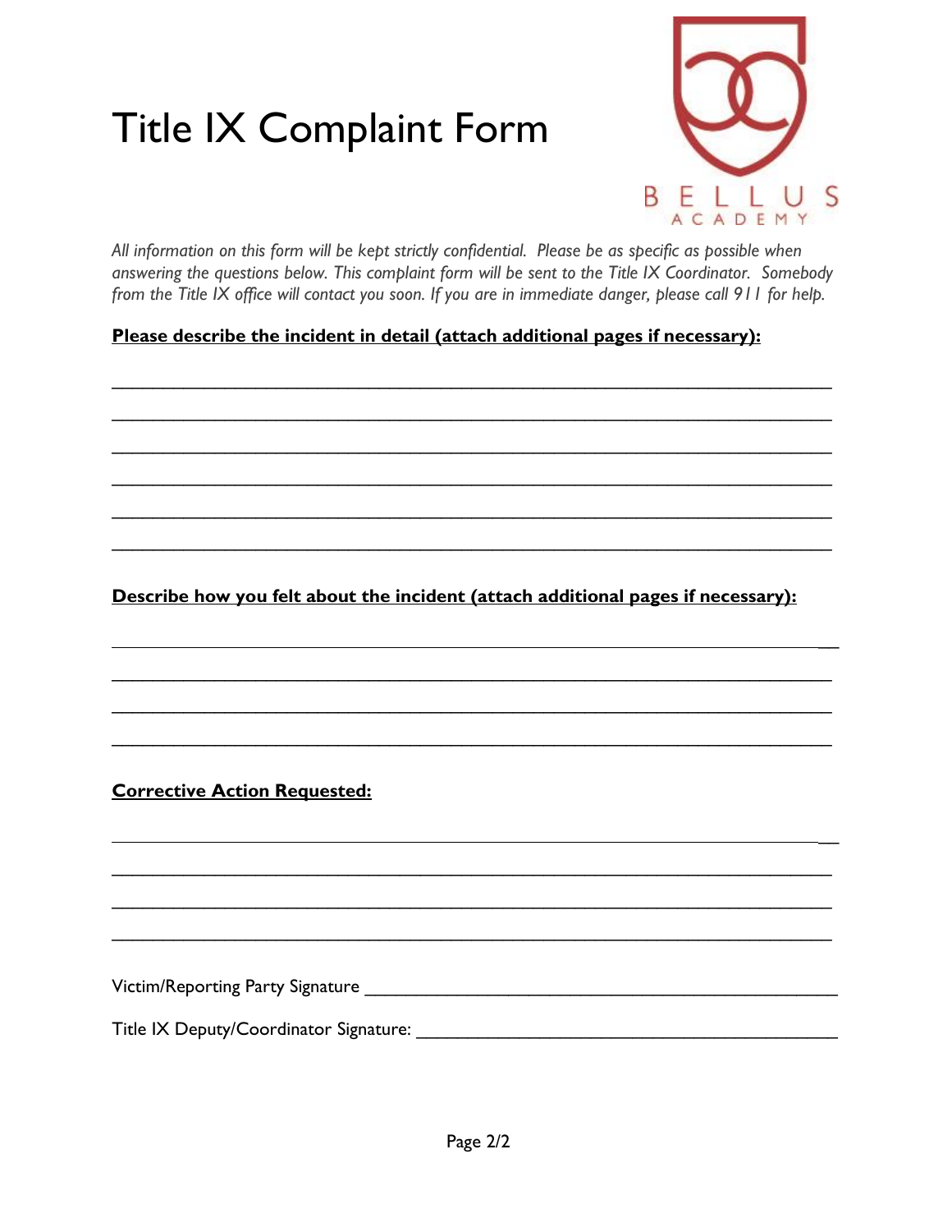# Title IX Complaint Form

BELLUS ACADEMY

*All information on this form will be kept strictly confidential. Please be as specific as possible when answering the questions below. This complaint form will be sent to the Title IX Coordinator. Somebody from the Title IX office will contact you soon. If you are in immediate danger, please call 911 for help.*

**Please describe the incident in detail (attach additional pages if necessary):**

\_\_\_\_\_\_\_\_\_\_\_\_\_\_\_\_\_\_\_\_\_\_\_\_\_\_\_\_\_\_\_\_\_\_\_\_\_\_\_\_\_\_\_\_\_\_\_\_\_\_\_\_\_\_\_\_\_\_\_\_\_\_\_\_\_\_\_\_\_\_

\_\_\_\_\_\_\_\_\_\_\_\_\_\_\_\_\_\_\_\_\_\_\_\_\_\_\_\_\_\_\_\_\_\_\_\_\_\_\_\_\_\_\_\_\_\_\_\_\_\_\_\_\_\_\_\_\_\_\_\_\_\_\_\_\_\_\_\_\_\_

\_\_\_\_\_\_\_\_\_\_\_\_\_\_\_\_\_\_\_\_\_\_\_\_\_\_\_\_\_\_\_\_\_\_\_\_\_\_\_\_\_\_\_\_\_\_\_\_\_\_\_\_\_\_\_\_\_\_\_\_\_\_\_\_\_\_\_\_\_\_

\_\_\_\_\_\_\_\_\_\_\_\_\_\_\_\_\_\_\_\_\_\_\_\_\_\_\_\_\_\_\_\_\_\_\_\_\_\_\_\_\_\_\_\_\_\_\_\_\_\_\_\_\_\_\_\_\_\_\_\_\_\_\_\_\_\_\_\_\_\_

\_\_\_\_\_\_\_\_\_\_\_\_\_\_\_\_\_\_\_\_\_\_\_\_\_\_\_\_\_\_\_\_\_\_\_\_\_\_\_\_\_\_\_\_\_\_\_\_\_\_\_\_\_\_\_\_\_\_\_\_\_\_\_\_\_\_\_\_\_\_

\_\_\_\_\_\_\_\_\_\_\_\_\_\_\_\_\_\_\_\_\_\_\_\_\_\_\_\_\_\_\_\_\_\_\_\_\_\_\_\_\_\_\_\_\_\_\_\_\_\_\_\_\_\_\_\_\_\_\_\_\_\_\_\_\_\_\_\_\_\_

**Describe how you felt about the incident (attach additional pages if necessary):**

\_\_\_\_\_\_\_\_\_\_\_\_\_\_\_\_\_\_\_\_\_\_\_\_\_\_\_\_\_\_\_\_\_\_\_\_\_\_\_\_\_\_\_\_\_\_\_\_\_\_\_\_\_\_\_\_\_\_\_\_\_\_\_\_\_\_\_\_\_\_

\_\_\_\_\_\_\_\_\_\_\_\_\_\_\_\_\_\_\_\_\_\_\_\_\_\_\_\_\_\_\_\_\_\_\_\_\_\_\_\_\_\_\_\_\_\_\_\_\_\_\_\_\_\_\_\_\_\_\_\_\_\_\_\_\_\_\_\_\_\_

\_\_\_\_\_\_\_\_\_\_\_\_\_\_\_\_\_\_\_\_\_\_\_\_\_\_\_\_\_\_\_\_\_\_\_\_\_\_\_\_\_\_\_\_\_\_\_\_\_\_\_\_\_\_\_\_\_\_\_\_\_\_\_\_\_\_\_\_\_\_

\_\_\_\_\_\_\_\_\_\_\_\_\_\_\_\_\_\_\_\_\_\_\_\_\_\_\_\_\_\_\_\_\_\_\_\_\_\_\_\_\_\_\_\_\_\_\_\_\_\_\_\_\_\_\_\_\_\_\_\_\_\_\_\_\_\_\_\_\_\_

**Corrective Action Requested:**

\_\_\_\_\_\_\_\_\_\_\_\_\_\_\_\_\_\_\_\_\_\_\_\_\_\_\_\_\_\_\_\_\_\_\_\_\_\_\_\_\_\_\_\_\_\_\_\_\_\_\_\_\_\_\_\_\_\_\_\_\_\_\_\_\_\_\_\_\_\_

\_\_\_\_\_\_\_\_\_\_\_\_\_\_\_\_\_\_\_\_\_\_\_\_\_\_\_\_\_\_\_\_\_\_\_\_\_\_\_\_\_\_\_\_\_\_\_\_\_\_\_\_\_\_\_\_\_\_\_\_\_\_\_\_\_\_\_\_\_\_

\_\_\_\_\_\_\_\_\_\_\_\_\_\_\_\_\_\_\_\_\_\_\_\_\_\_\_\_\_\_\_\_\_\_\_\_\_\_\_\_\_\_\_\_\_\_\_\_\_\_\_\_\_\_\_\_\_\_\_\_\_\_\_\_\_\_\_\_\_\_

\_\_\_\_\_\_\_\_\_\_\_\_\_\_\_\_\_\_\_\_\_\_\_\_\_\_\_\_\_\_\_\_\_\_\_\_\_\_\_\_\_\_\_\_\_\_\_\_\_\_\_\_\_\_\_\_\_\_\_\_\_\_\_\_\_\_\_\_\_\_

Victim/Reporting Party Signature \_\_\_\_\_\_\_\_\_\_\_\_\_\_\_\_\_\_\_\_\_\_\_\_\_\_\_\_\_\_\_\_\_\_\_\_\_\_\_\_\_\_

Title IX Deputy/Coordinator Signature: \_\_\_\_\_\_\_\_\_\_\_\_\_\_\_\_\_\_\_\_\_\_\_\_\_\_\_\_\_\_\_\_\_\_\_\_\_